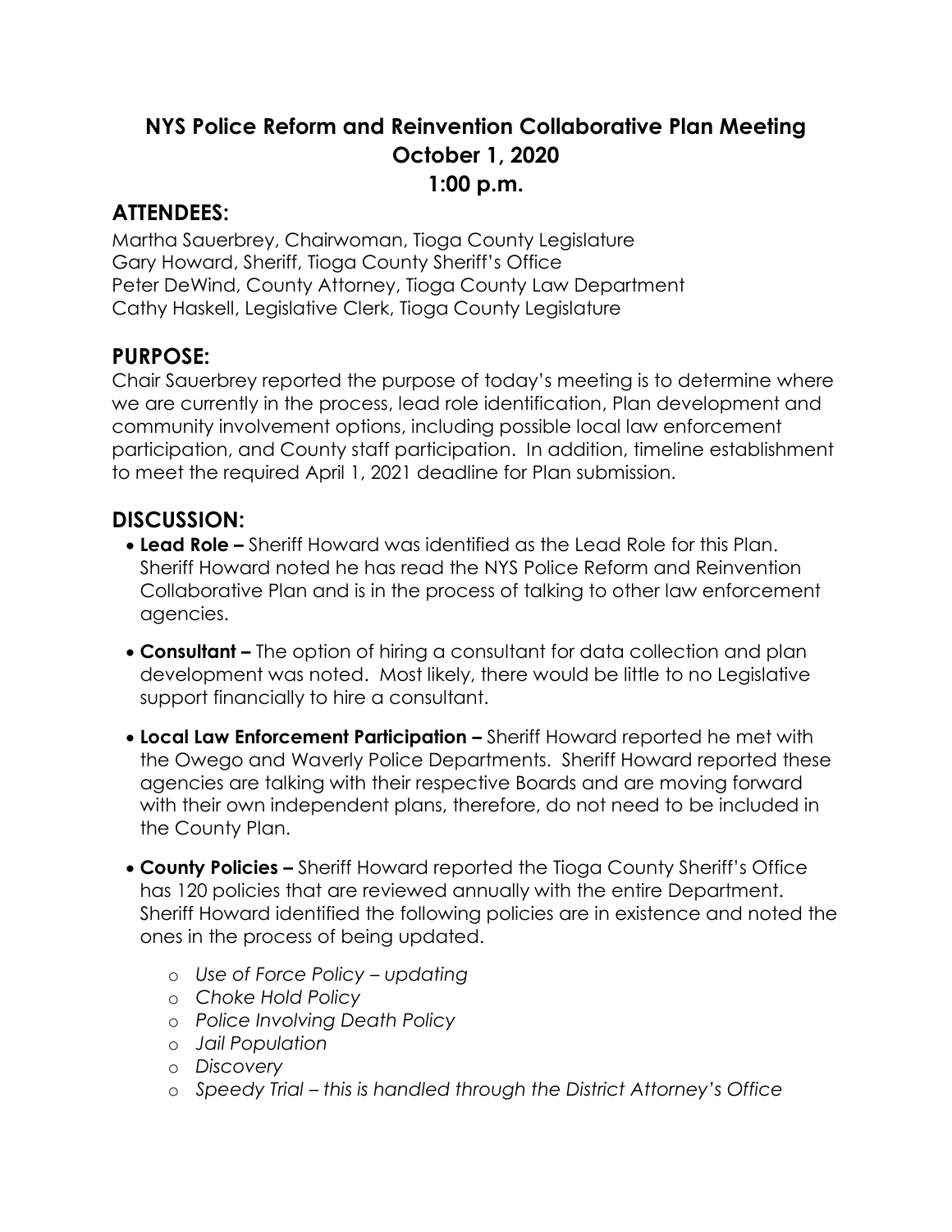# NYS Police Reform and Reinvention Collaborative Plan Meeting
## October 1, 2020
## 1:00 p.m.

## ATTENDEES:

Martha Sauerbrey, Chairwoman, Tioga County Legislature
Gary Howard, Sheriff, Tioga County Sheriff's Office
Peter DeWind, County Attorney, Tioga County Law Department
Cathy Haskell, Legislative Clerk, Tioga County Legislature

## PURPOSE:

Chair Sauerbrey reported the purpose of today's meeting is to determine where we are currently in the process, lead role identification, Plan development and community involvement options, including possible local law enforcement participation, and County staff participation. In addition, timeline establishment to meet the required April 1, 2021 deadline for Plan submission.

## DISCUSSION:

- **Lead Role –** Sheriff Howard was identified as the Lead Role for this Plan. Sheriff Howard noted he has read the NYS Police Reform and Reinvention Collaborative Plan and is in the process of talking to other law enforcement agencies.

- **Consultant –** The option of hiring a consultant for data collection and plan development was noted. Most likely, there would be little to no Legislative support financially to hire a consultant.

- **Local Law Enforcement Participation –** Sheriff Howard reported he met with the Owego and Waverly Police Departments. Sheriff Howard reported these agencies are talking with their respective Boards and are moving forward with their own independent plans, therefore, do not need to be included in the County Plan.

- **County Policies –** Sheriff Howard reported the Tioga County Sheriff's Office has 120 policies that are reviewed annually with the entire Department. Sheriff Howard identified the following policies are in existence and noted the ones in the process of being updated.
  - *Use of Force Policy – updating*
  - *Choke Hold Policy*
  - *Police Involving Death Policy*
  - *Jail Population*
  - *Discovery*
  - *Speedy Trial – this is handled through the District Attorney's Office*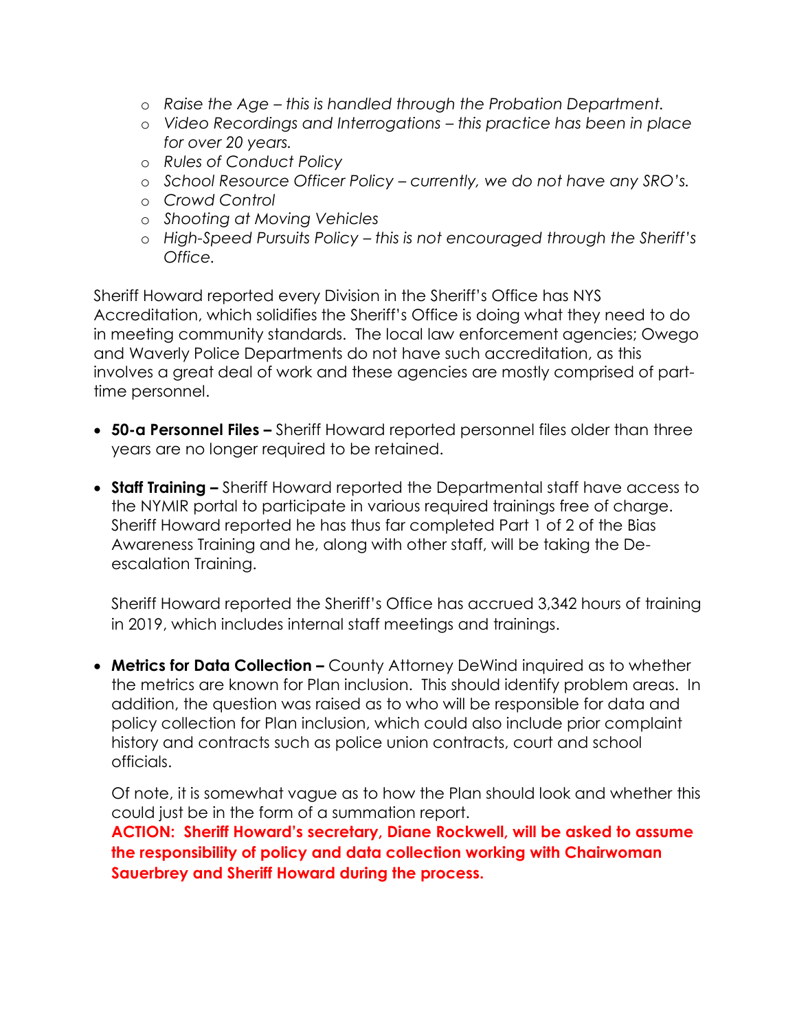- *Raise the Age – this is handled through the Probation Department.*
  - *Video Recordings and Interrogations – this practice has been in place for over 20 years.*
  - *Rules of Conduct Policy*
  - *School Resource Officer Policy – currently, we do not have any SRO's.*
  - *Crowd Control*
  - *Shooting at Moving Vehicles*
  - *High-Speed Pursuits Policy – this is not encouraged through the Sheriff's Office.*

Sheriff Howard reported every Division in the Sheriff's Office has NYS Accreditation, which solidifies the Sheriff's Office is doing what they need to do in meeting community standards. The local law enforcement agencies; Owego and Waverly Police Departments do not have such accreditation, as this involves a great deal of work and these agencies are mostly comprised of part-time personnel.

- **50-a Personnel Files –** Sheriff Howard reported personnel files older than three years are no longer required to be retained.

- **Staff Training –** Sheriff Howard reported the Departmental staff have access to the NYMIR portal to participate in various required trainings free of charge. Sheriff Howard reported he has thus far completed Part 1 of 2 of the Bias Awareness Training and he, along with other staff, will be taking the De-escalation Training.

  Sheriff Howard reported the Sheriff's Office has accrued 3,342 hours of training in 2019, which includes internal staff meetings and trainings.

- **Metrics for Data Collection –** County Attorney DeWind inquired as to whether the metrics are known for Plan inclusion. This should identify problem areas. In addition, the question was raised as to who will be responsible for data and policy collection for Plan inclusion, which could also include prior complaint history and contracts such as police union contracts, court and school officials.

  Of note, it is somewhat vague as to how the Plan should look and whether this could just be in the form of a summation report.
  **ACTION: Sheriff Howard's secretary, Diane Rockwell, will be asked to assume the responsibility of policy and data collection working with Chairwoman Sauerbrey and Sheriff Howard during the process.**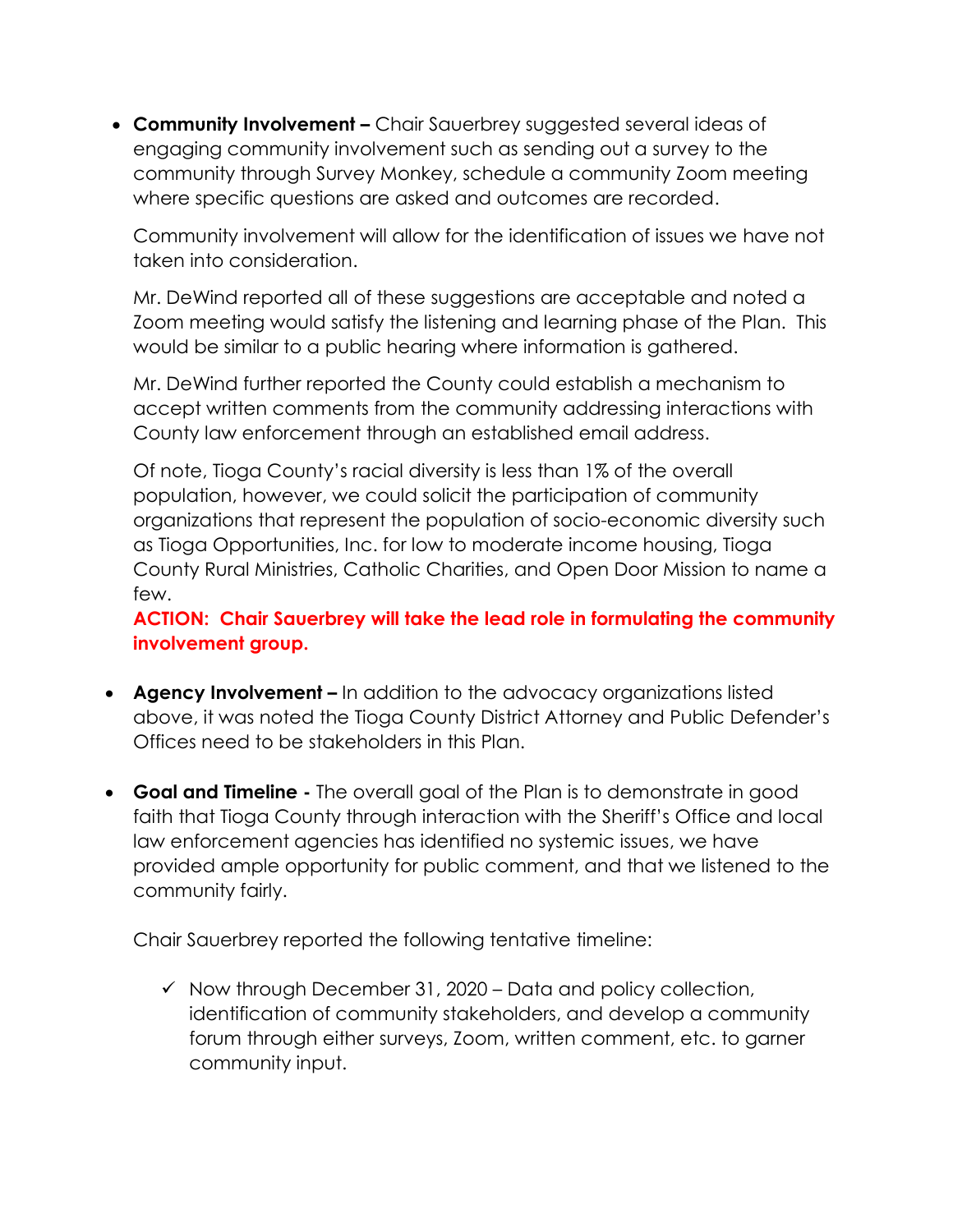- **Community Involvement –** Chair Sauerbrey suggested several ideas of engaging community involvement such as sending out a survey to the community through Survey Monkey, schedule a community Zoom meeting where specific questions are asked and outcomes are recorded.

  Community involvement will allow for the identification of issues we have not taken into consideration.

  Mr. DeWind reported all of these suggestions are acceptable and noted a Zoom meeting would satisfy the listening and learning phase of the Plan. This would be similar to a public hearing where information is gathered.

  Mr. DeWind further reported the County could establish a mechanism to accept written comments from the community addressing interactions with County law enforcement through an established email address.

  Of note, Tioga County's racial diversity is less than 1% of the overall population, however, we could solicit the participation of community organizations that represent the population of socio-economic diversity such as Tioga Opportunities, Inc. for low to moderate income housing, Tioga County Rural Ministries, Catholic Charities, and Open Door Mission to name a few.

  **ACTION: Chair Sauerbrey will take the lead role in formulating the community involvement group.**

- **Agency Involvement –** In addition to the advocacy organizations listed above, it was noted the Tioga County District Attorney and Public Defender's Offices need to be stakeholders in this Plan.

- **Goal and Timeline -** The overall goal of the Plan is to demonstrate in good faith that Tioga County through interaction with the Sheriff's Office and local law enforcement agencies has identified no systemic issues, we have provided ample opportunity for public comment, and that we listened to the community fairly.

  Chair Sauerbrey reported the following tentative timeline:

  - ✓ Now through December 31, 2020 – Data and policy collection, identification of community stakeholders, and develop a community forum through either surveys, Zoom, written comment, etc. to garner community input.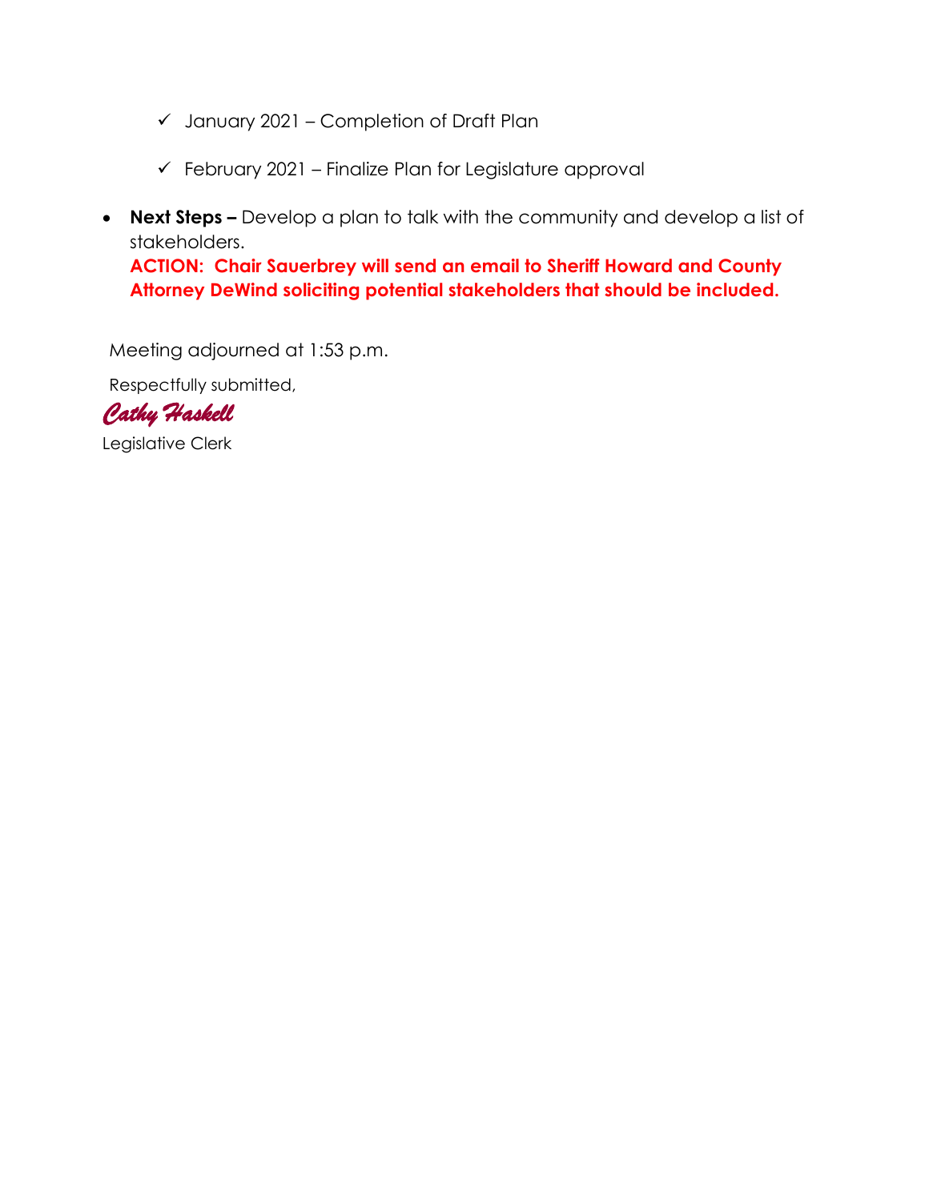- ✓ January 2021 – Completion of Draft Plan
- ✓ February 2021 – Finalize Plan for Legislature approval

- **Next Steps –** Develop a plan to talk with the community and develop a list of stakeholders.
  **ACTION: Chair Sauerbrey will send an email to Sheriff Howard and County Attorney DeWind soliciting potential stakeholders that should be included.**

Meeting adjourned at 1:53 p.m.

Respectfully submitted,

*Cathy Haskell*

Legislative Clerk